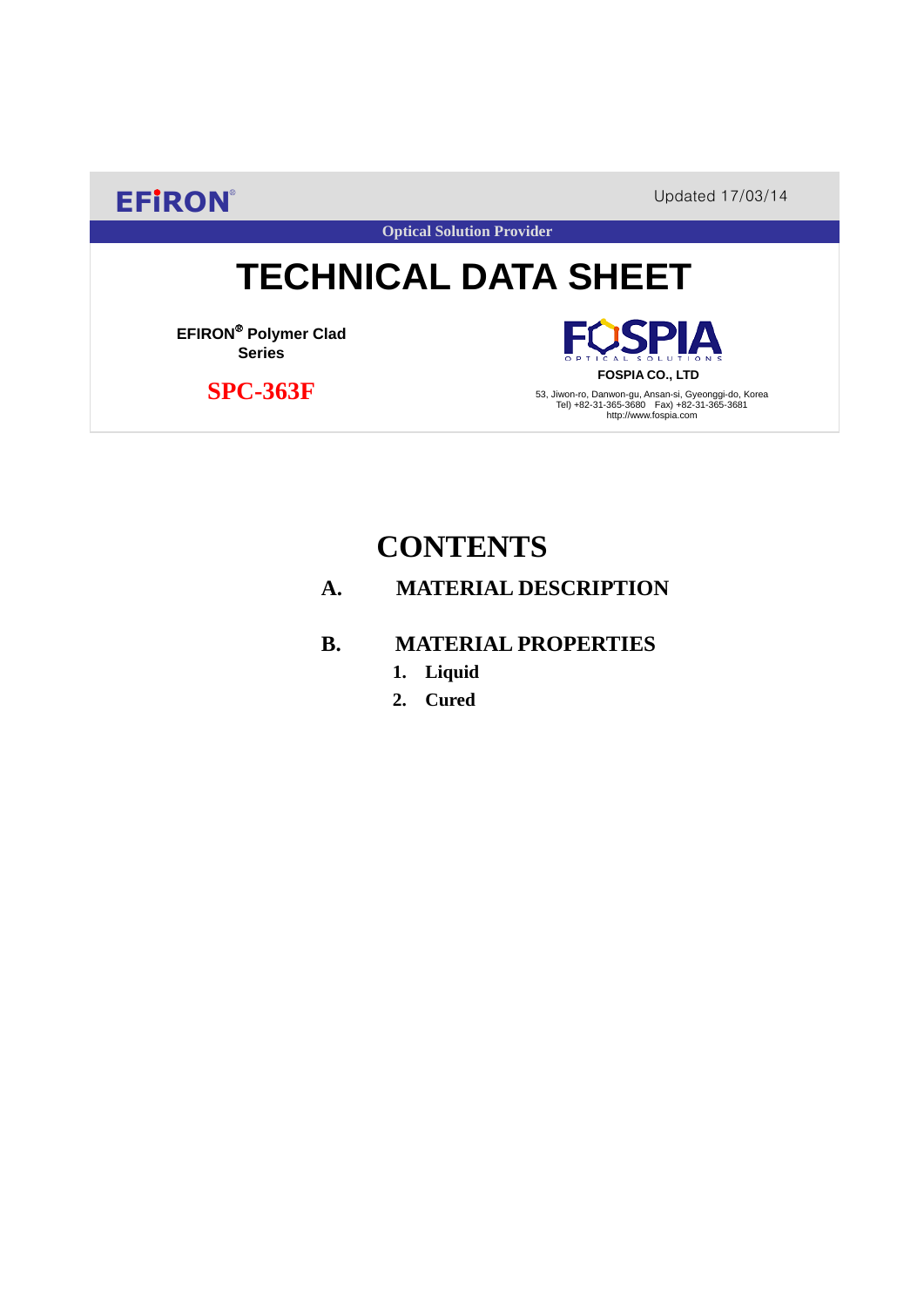EFIRON®

Updated 17/03/14

Optical Solution Provider

# TECHNICAL DATA SHEET

**EFIRON® Polymer Clad Series**

**SPC-363F**

FOSPIA OPTICAL SOLUTIONS

**FOSPIA CO., LTD**

53, Jiwon-ro, Danwon-gu, Ansan-si, Gyeonggi-do, Korea
Tel) +82-31-365-3680 Fax) +82-31-365-3681
http://www.fospia.com

## CONTENTS

**A. MATERIAL DESCRIPTION**

**B. MATERIAL PROPERTIES**

1. **Liquid**
2. **Cured**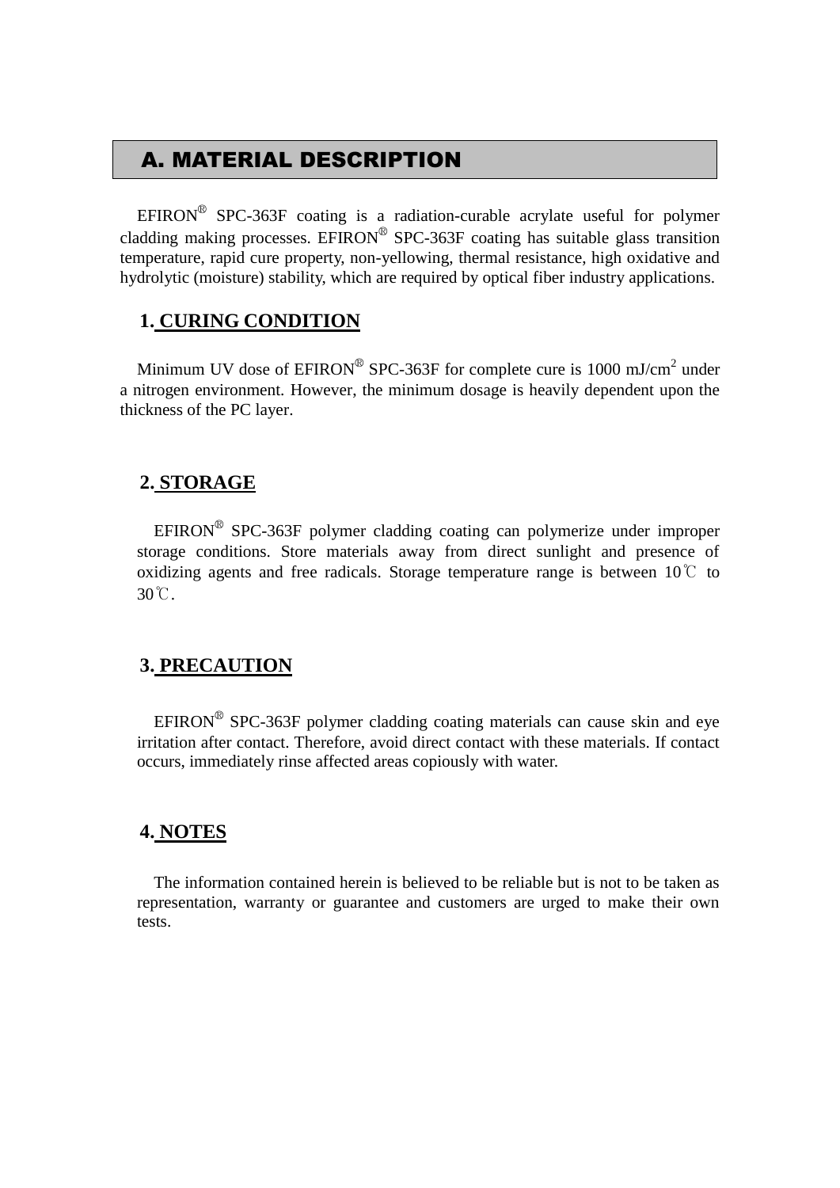## A. MATERIAL DESCRIPTION

EFIRON® SPC-363F coating is a radiation-curable acrylate useful for polymer cladding making processes. EFIRON® SPC-363F coating has suitable glass transition temperature, rapid cure property, non-yellowing, thermal resistance, high oxidative and hydrolytic (moisture) stability, which are required by optical fiber industry applications.

### 1. CURING CONDITION

Minimum UV dose of EFIRON® SPC-363F for complete cure is 1000 $mJ/cm^2$ under a nitrogen environment. However, the minimum dosage is heavily dependent upon the thickness of the PC layer.

### 2. STORAGE

EFIRON® SPC-363F polymer cladding coating can polymerize under improper storage conditions. Store materials away from direct sunlight and presence of oxidizing agents and free radicals. Storage temperature range is between 10℃ to 30℃.

### 3. PRECAUTION

EFIRON® SPC-363F polymer cladding coating materials can cause skin and eye irritation after contact. Therefore, avoid direct contact with these materials. If contact occurs, immediately rinse affected areas copiously with water.

### 4. NOTES

The information contained herein is believed to be reliable but is not to be taken as representation, warranty or guarantee and customers are urged to make their own tests.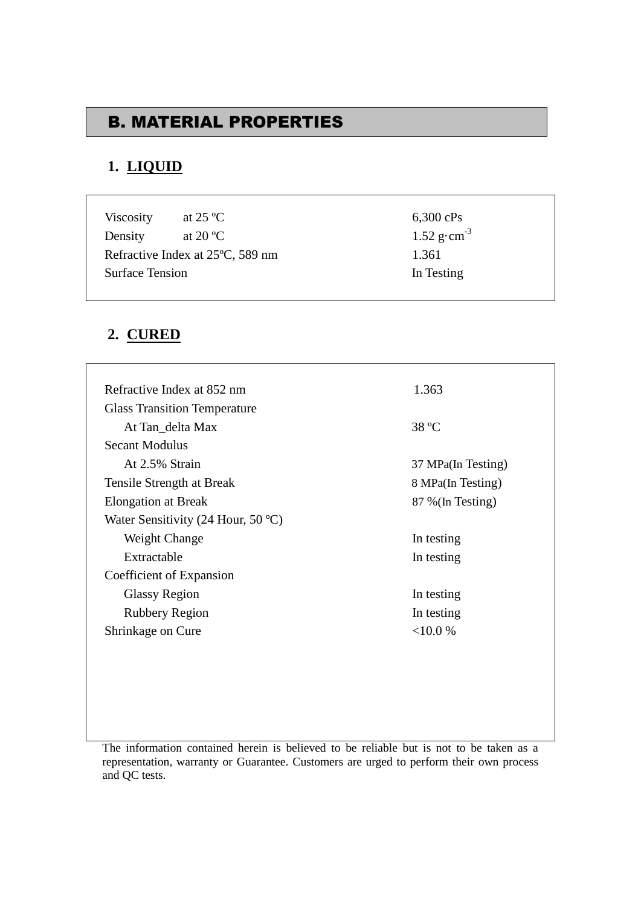# B. MATERIAL PROPERTIES

## 1. LIQUID

| | |
|---|---|
| Viscosity at 25 ºC | 6,300 cPs |
| Density at 20 ºC | 1.52 g·cm$^{-3}$ |
| Refractive Index at 25ºC, 589 nm | 1.361 |
| Surface Tension | In Testing |

## 2. CURED

| | |
|---|---|
| Refractive Index at 852 nm | 1.363 |
| Glass Transition Temperature | |
| At Tan_delta Max | 38 ºC |
| Secant Modulus | |
| At 2.5% Strain | 37 MPa(In Testing) |
| Tensile Strength at Break | 8 MPa(In Testing) |
| Elongation at Break | 87 %(In Testing) |
| Water Sensitivity (24 Hour, 50 ºC) | |
| Weight Change | In testing |
| Extractable | In testing |
| Coefficient of Expansion | |
| Glassy Region | In testing |
| Rubbery Region | In testing |
| Shrinkage on Cure | <10.0 % |

The information contained herein is believed to be reliable but is not to be taken as a representation, warranty or Guarantee. Customers are urged to perform their own process and QC tests.